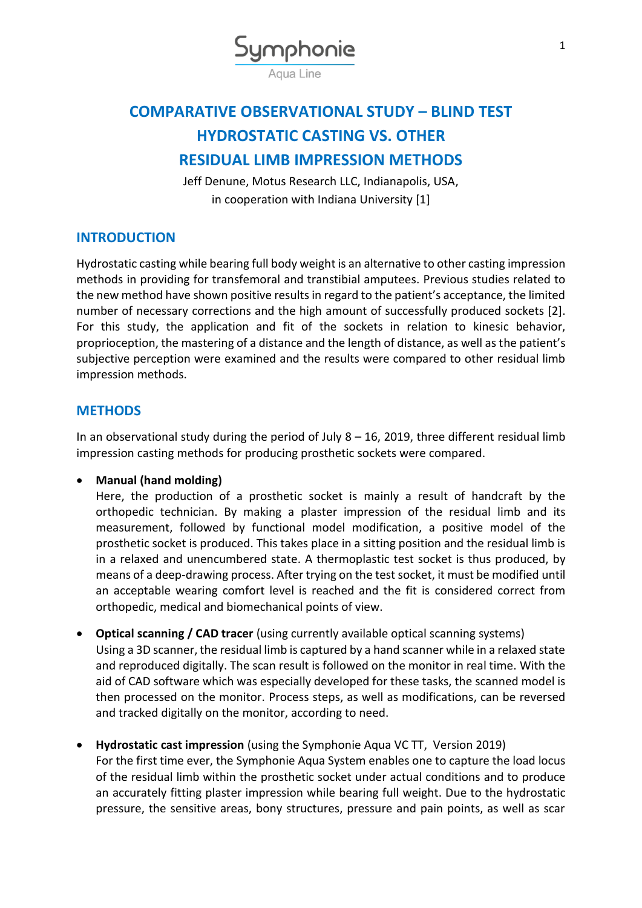Symphonie

Aqua Line

# COMPARATIVE OBSERVATIONAL STUDY – BLIND TEST HYDROSTATIC CASTING VS. OTHER RESIDUAL LIMB IMPRESSION METHODS

Jeff Denune, Motus Research LLC, Indianapolis, USA, in cooperation with Indiana University [1]

## INTRODUCTION

Hydrostatic casting while bearing full body weight is an alternative to other casting impression methods in providing for transfemoral and transtibial amputees. Previous studies related to the new method have shown positive results in regard to the patient's acceptance, the limited number of necessary corrections and the high amount of successfully produced sockets [2]. For this study, the application and fit of the sockets in relation to kinesic behavior, proprioception, the mastering of a distance and the length of distance, as well as the patient's subjective perception were examined and the results were compared to other residual limb impression methods.

## METHODS

In an observational study during the period of July 8 – 16, 2019, three different residual limb impression casting methods for producing prosthetic sockets were compared.

- **Manual (hand molding)**
  Here, the production of a prosthetic socket is mainly a result of handcraft by the orthopedic technician. By making a plaster impression of the residual limb and its measurement, followed by functional model modification, a positive model of the prosthetic socket is produced. This takes place in a sitting position and the residual limb is in a relaxed and unencumbered state. A thermoplastic test socket is thus produced, by means of a deep-drawing process. After trying on the test socket, it must be modified until an acceptable wearing comfort level is reached and the fit is considered correct from orthopedic, medical and biomechanical points of view.

- **Optical scanning / CAD tracer** (using currently available optical scanning systems)
  Using a 3D scanner, the residual limb is captured by a hand scanner while in a relaxed state and reproduced digitally. The scan result is followed on the monitor in real time. With the aid of CAD software which was especially developed for these tasks, the scanned model is then processed on the monitor. Process steps, as well as modifications, can be reversed and tracked digitally on the monitor, according to need.

- **Hydrostatic cast impression** (using the Symphonie Aqua VC TT, Version 2019)
  For the first time ever, the Symphonie Aqua System enables one to capture the load locus of the residual limb within the prosthetic socket under actual conditions and to produce an accurately fitting plaster impression while bearing full weight. Due to the hydrostatic pressure, the sensitive areas, bony structures, pressure and pain points, as well as scar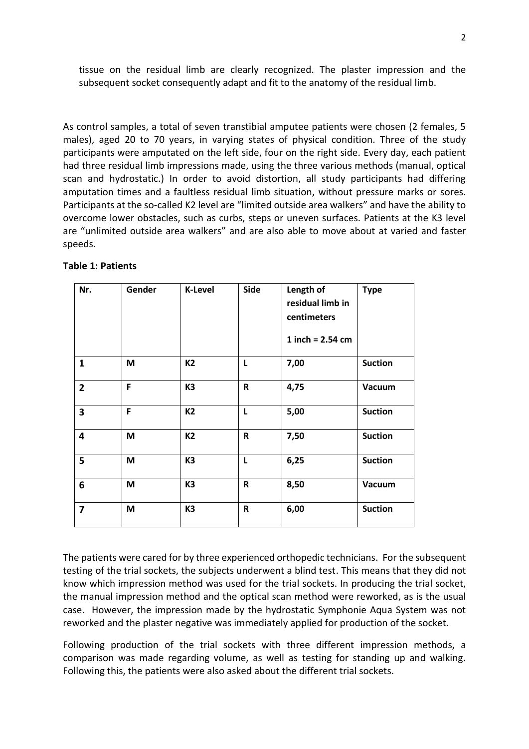tissue on the residual limb are clearly recognized. The plaster impression and the subsequent socket consequently adapt and fit to the anatomy of the residual limb.

As control samples, a total of seven transtibial amputee patients were chosen (2 females, 5 males), aged 20 to 70 years, in varying states of physical condition. Three of the study participants were amputated on the left side, four on the right side. Every day, each patient had three residual limb impressions made, using the three various methods (manual, optical scan and hydrostatic.) In order to avoid distortion, all study participants had differing amputation times and a faultless residual limb situation, without pressure marks or sores. Participants at the so-called K2 level are "limited outside area walkers" and have the ability to overcome lower obstacles, such as curbs, steps or uneven surfaces. Patients at the K3 level are "unlimited outside area walkers" and are also able to move about at varied and faster speeds.

**Table 1: Patients**

| Nr. | Gender | K-Level | Side | Length of residual limb in centimeters<br>1 inch = 2.54 cm | Type |
|---|---|---|---|---|---|
| **1** | **M** | **K2** | **L** | **7,00** | **Suction** |
| **2** | **F** | **K3** | **R** | **4,75** | **Vacuum** |
| **3** | **F** | **K2** | **L** | **5,00** | **Suction** |
| **4** | **M** | **K2** | **R** | **7,50** | **Suction** |
| **5** | **M** | **K3** | **L** | **6,25** | **Suction** |
| **6** | **M** | **K3** | **R** | **8,50** | **Vacuum** |
| **7** | **M** | **K3** | **R** | **6,00** | **Suction** |

The patients were cared for by three experienced orthopedic technicians. For the subsequent testing of the trial sockets, the subjects underwent a blind test. This means that they did not know which impression method was used for the trial sockets. In producing the trial socket, the manual impression method and the optical scan method were reworked, as is the usual case. However, the impression made by the hydrostatic Symphonie Aqua System was not reworked and the plaster negative was immediately applied for production of the socket.

Following production of the trial sockets with three different impression methods, a comparison was made regarding volume, as well as testing for standing up and walking. Following this, the patients were also asked about the different trial sockets.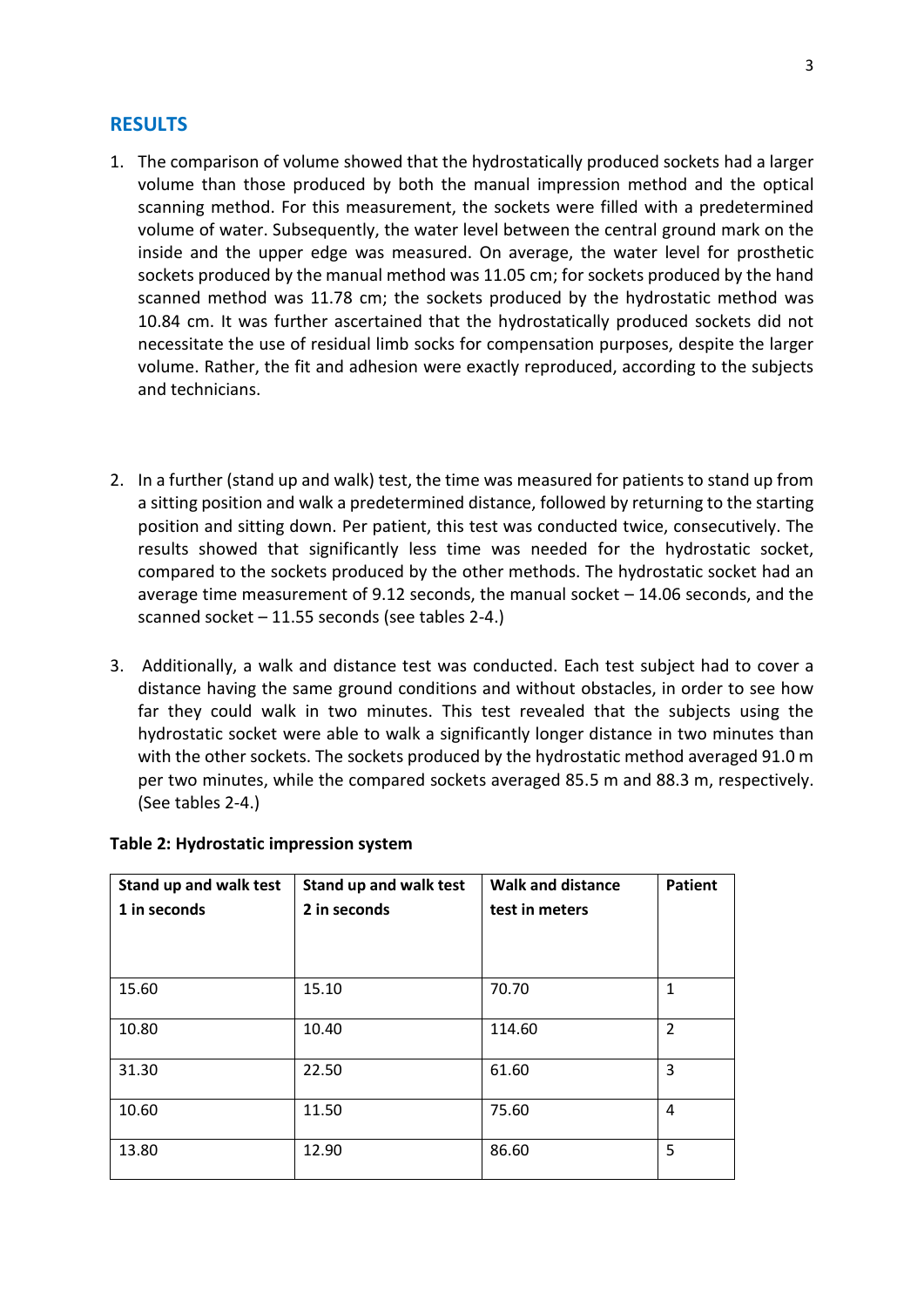## RESULTS

1. The comparison of volume showed that the hydrostatically produced sockets had a larger volume than those produced by both the manual impression method and the optical scanning method. For this measurement, the sockets were filled with a predetermined volume of water. Subsequently, the water level between the central ground mark on the inside and the upper edge was measured. On average, the water level for prosthetic sockets produced by the manual method was 11.05 cm; for sockets produced by the hand scanned method was 11.78 cm; the sockets produced by the hydrostatic method was 10.84 cm. It was further ascertained that the hydrostatically produced sockets did not necessitate the use of residual limb socks for compensation purposes, despite the larger volume. Rather, the fit and adhesion were exactly reproduced, according to the subjects and technicians.

2. In a further (stand up and walk) test, the time was measured for patients to stand up from a sitting position and walk a predetermined distance, followed by returning to the starting position and sitting down. Per patient, this test was conducted twice, consecutively. The results showed that significantly less time was needed for the hydrostatic socket, compared to the sockets produced by the other methods. The hydrostatic socket had an average time measurement of 9.12 seconds, the manual socket – 14.06 seconds, and the scanned socket – 11.55 seconds (see tables 2-4.)

3. Additionally, a walk and distance test was conducted. Each test subject had to cover a distance having the same ground conditions and without obstacles, in order to see how far they could walk in two minutes. This test revealed that the subjects using the hydrostatic socket were able to walk a significantly longer distance in two minutes than with the other sockets. The sockets produced by the hydrostatic method averaged 91.0 m per two minutes, while the compared sockets averaged 85.5 m and 88.3 m, respectively. (See tables 2-4.)

**Table 2: Hydrostatic impression system**

| Stand up and walk test 1 in seconds | Stand up and walk test 2 in seconds | Walk and distance test in meters | Patient |
|---|---|---|---|
| 15.60 | 15.10 | 70.70 | 1 |
| 10.80 | 10.40 | 114.60 | 2 |
| 31.30 | 22.50 | 61.60 | 3 |
| 10.60 | 11.50 | 75.60 | 4 |
| 13.80 | 12.90 | 86.60 | 5 |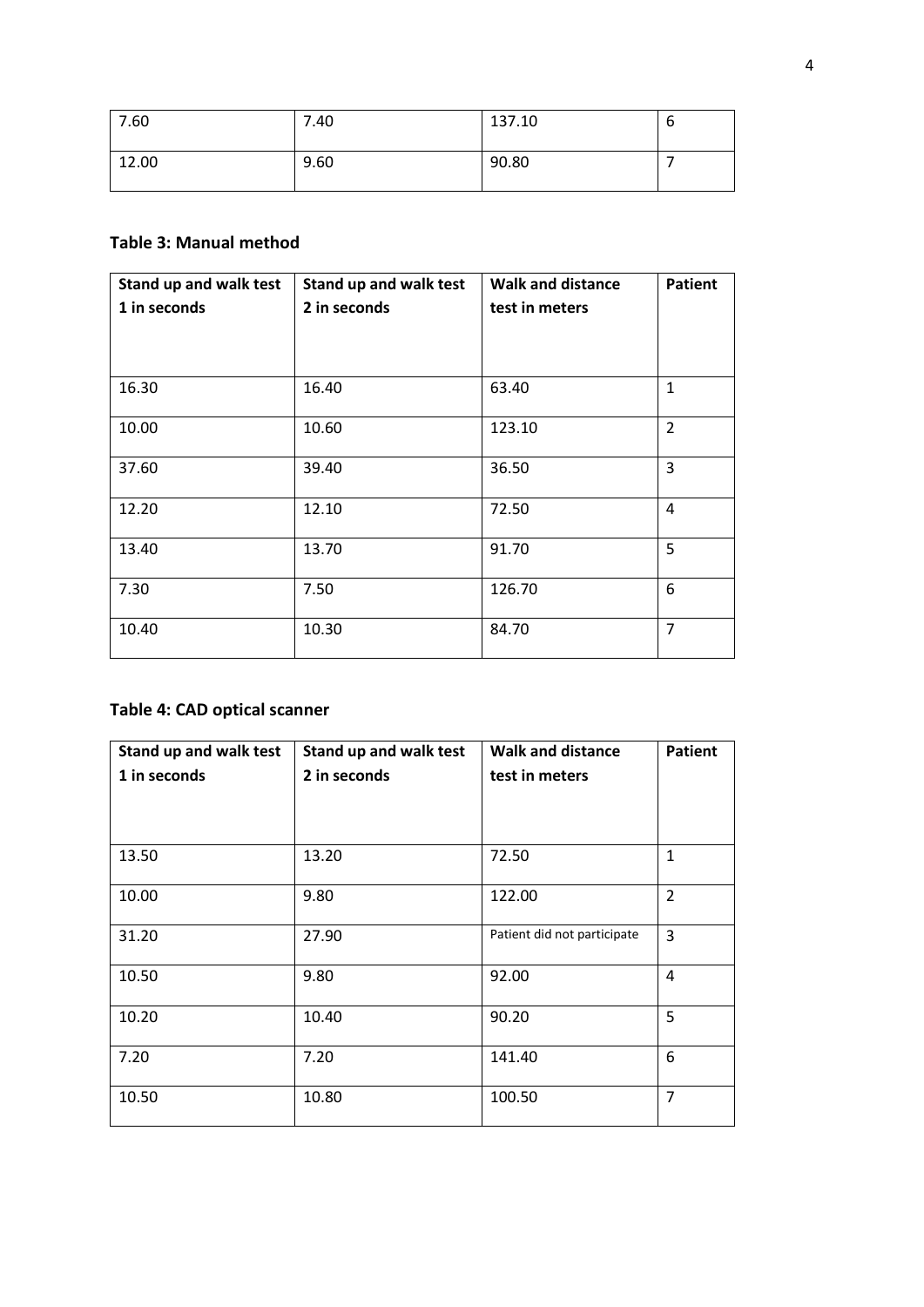| | | | |
|---|---|---|---|
| 7.60 | 7.40 | 137.10 | 6 |
| 12.00 | 9.60 | 90.80 | 7 |

**Table 3: Manual method**

| Stand up and walk test 1 in seconds | Stand up and walk test 2 in seconds | Walk and distance test in meters | Patient |
|---|---|---|---|
| 16.30 | 16.40 | 63.40 | 1 |
| 10.00 | 10.60 | 123.10 | 2 |
| 37.60 | 39.40 | 36.50 | 3 |
| 12.20 | 12.10 | 72.50 | 4 |
| 13.40 | 13.70 | 91.70 | 5 |
| 7.30 | 7.50 | 126.70 | 6 |
| 10.40 | 10.30 | 84.70 | 7 |

**Table 4: CAD optical scanner**

| Stand up and walk test 1 in seconds | Stand up and walk test 2 in seconds | Walk and distance test in meters | Patient |
|---|---|---|---|
| 13.50 | 13.20 | 72.50 | 1 |
| 10.00 | 9.80 | 122.00 | 2 |
| 31.20 | 27.90 | Patient did not participate | 3 |
| 10.50 | 9.80 | 92.00 | 4 |
| 10.20 | 10.40 | 90.20 | 5 |
| 7.20 | 7.20 | 141.40 | 6 |
| 10.50 | 10.80 | 100.50 | 7 |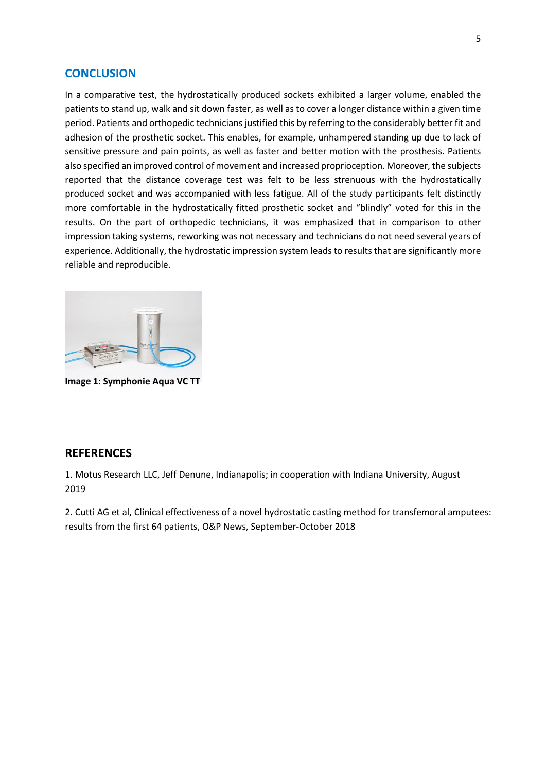## CONCLUSION

In a comparative test, the hydrostatically produced sockets exhibited a larger volume, enabled the patients to stand up, walk and sit down faster, as well as to cover a longer distance within a given time period. Patients and orthopedic technicians justified this by referring to the considerably better fit and adhesion of the prosthetic socket. This enables, for example, unhampered standing up due to lack of sensitive pressure and pain points, as well as faster and better motion with the prosthesis. Patients also specified an improved control of movement and increased proprioception. Moreover, the subjects reported that the distance coverage test was felt to be less strenuous with the hydrostatically produced socket and was accompanied with less fatigue. All of the study participants felt distinctly more comfortable in the hydrostatically fitted prosthetic socket and "blindly" voted for this in the results. On the part of orthopedic technicians, it was emphasized that in comparison to other impression taking systems, reworking was not necessary and technicians do not need several years of experience. Additionally, the hydrostatic impression system leads to results that are significantly more reliable and reproducible.

**Image 1: Symphonie Aqua VC TT**

## REFERENCES

1. Motus Research LLC, Jeff Denune, Indianapolis; in cooperation with Indiana University, August 2019

2. Cutti AG et al, Clinical effectiveness of a novel hydrostatic casting method for transfemoral amputees: results from the first 64 patients, O&P News, September-October 2018